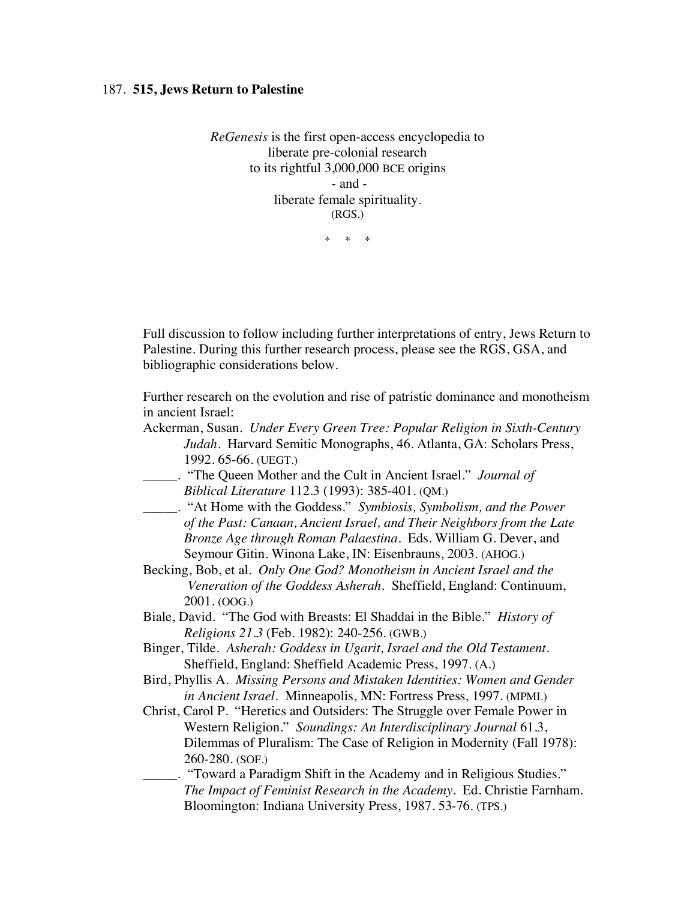187. **515, Jews Return to Palestine**

*ReGenesis* is the first open-access encyclopedia to
liberate pre-colonial research
to its rightful 3,000,000 BCE origins
- and -
liberate female spirituality.
(RGS.)

\* \* \*

Full discussion to follow including further interpretations of entry, Jews Return to Palestine. During this further research process, please see the RGS, GSA, and bibliographic considerations below.

Further research on the evolution and rise of patristic dominance and monotheism in ancient Israel:

Ackerman, Susan. *Under Every Green Tree: Popular Religion in Sixth-Century Judah*. Harvard Semitic Monographs, 46. Atlanta, GA: Scholars Press, 1992. 65-66. (UEGT.)

_____. "The Queen Mother and the Cult in Ancient Israel." *Journal of Biblical Literature* 112.3 (1993): 385-401. (QM.)

_____. "At Home with the Goddess." *Symbiosis, Symbolism, and the Power of the Past: Canaan, Ancient Israel, and Their Neighbors from the Late Bronze Age through Roman Palaestina*. Eds. William G. Dever, and Seymour Gitin. Winona Lake, IN: Eisenbrauns, 2003. (AHOG.)

Becking, Bob, et al. *Only One God? Monotheism in Ancient Israel and the Veneration of the Goddess Asherah*. Sheffield, England: Continuum, 2001. (OOG.)

Biale, David. "The God with Breasts: El Shaddai in the Bible." *History of Religions 21.3* (Feb. 1982): 240-256. (GWB.)

Binger, Tilde. *Asherah: Goddess in Ugarit, Israel and the Old Testament*. Sheffield, England: Sheffield Academic Press, 1997. (A.)

Bird, Phyllis A. *Missing Persons and Mistaken Identities: Women and Gender in Ancient Israel*. Minneapolis, MN: Fortress Press, 1997. (MPMI.)

Christ, Carol P. "Heretics and Outsiders: The Struggle over Female Power in Western Religion." *Soundings: An Interdisciplinary Journal* 61.3, Dilemmas of Pluralism: The Case of Religion in Modernity (Fall 1978): 260-280. (SOF.)

_____. "Toward a Paradigm Shift in the Academy and in Religious Studies." *The Impact of Feminist Research in the Academy*. Ed. Christie Farnham. Bloomington: Indiana University Press, 1987. 53-76. (TPS.)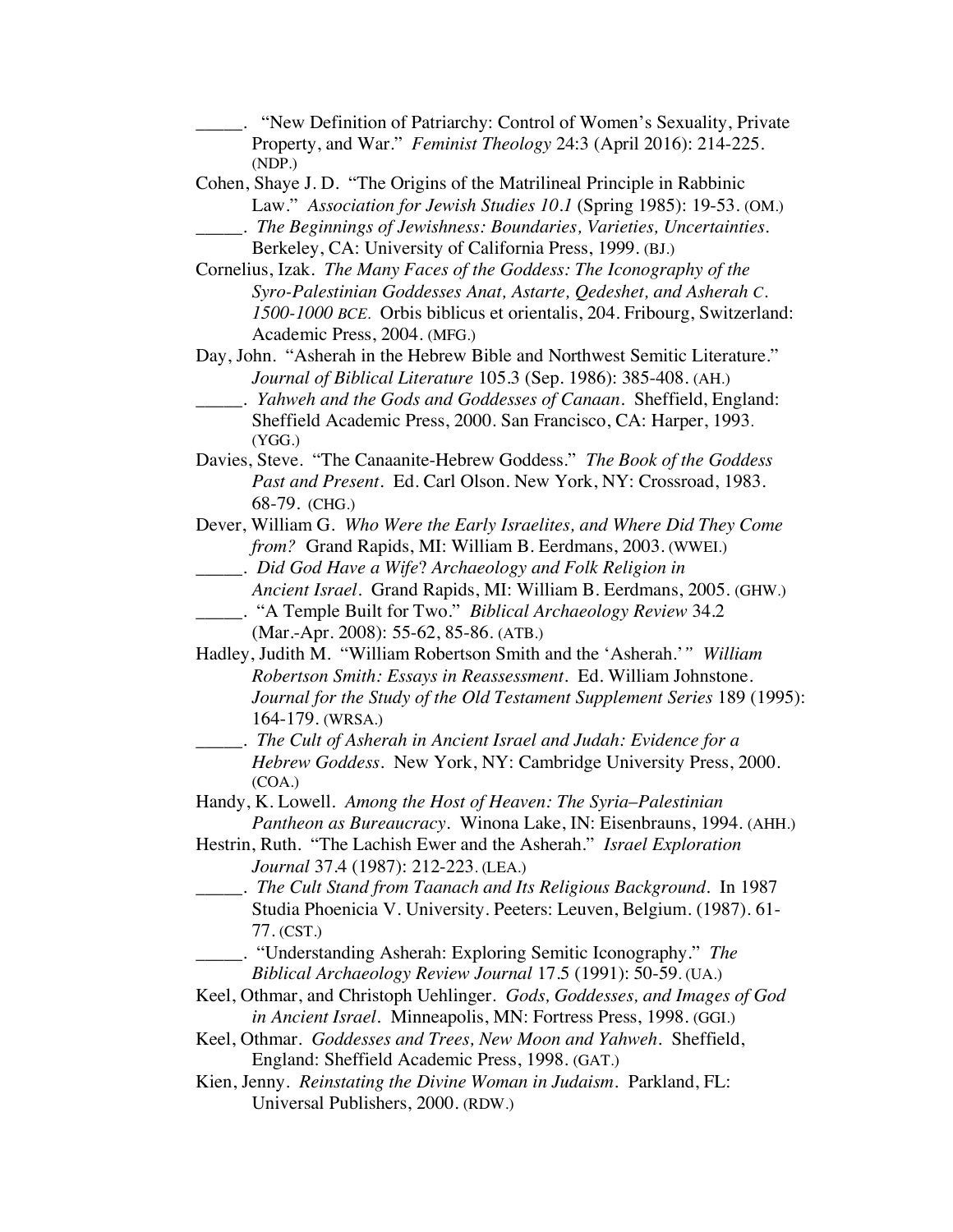_____. "New Definition of Patriarchy: Control of Women's Sexuality, Private Property, and War." *Feminist Theology* 24:3 (April 2016): 214-225. (NDP.)

Cohen, Shaye J. D. "The Origins of the Matrilineal Principle in Rabbinic Law." *Association for Jewish Studies 10.1* (Spring 1985): 19-53. (OM.)

_____. *The Beginnings of Jewishness: Boundaries, Varieties, Uncertainties.* Berkeley, CA: University of California Press, 1999. (BJ.)

Cornelius, Izak. *The Many Faces of the Goddess: The Iconography of the Syro-Palestinian Goddesses Anat, Astarte, Qedeshet, and Asherah C. 1500-1000 BCE.* Orbis biblicus et orientalis, 204. Fribourg, Switzerland: Academic Press, 2004. (MFG.)

Day, John. "Asherah in the Hebrew Bible and Northwest Semitic Literature." *Journal of Biblical Literature* 105.3 (Sep. 1986): 385-408. (AH.)

_____. *Yahweh and the Gods and Goddesses of Canaan.* Sheffield, England: Sheffield Academic Press, 2000. San Francisco, CA: Harper, 1993. (YGG.)

Davies, Steve. "The Canaanite-Hebrew Goddess." *The Book of the Goddess Past and Present.* Ed. Carl Olson. New York, NY: Crossroad, 1983. 68-79. (CHG.)

Dever, William G. *Who Were the Early Israelites, and Where Did They Come from?* Grand Rapids, MI: William B. Eerdmans, 2003. (WWEI.)

_____. *Did God Have a Wife? Archaeology and Folk Religion in Ancient Israel.* Grand Rapids, MI: William B. Eerdmans, 2005. (GHW.)

_____. "A Temple Built for Two." *Biblical Archaeology Review* 34.2 (Mar.-Apr. 2008): 55-62, 85-86. (ATB.)

Hadley, Judith M. "William Robertson Smith and the 'Asherah.'" *William Robertson Smith: Essays in Reassessment.* Ed. William Johnstone. *Journal for the Study of the Old Testament Supplement Series* 189 (1995): 164-179. (WRSA.)

_____. *The Cult of Asherah in Ancient Israel and Judah: Evidence for a Hebrew Goddess.* New York, NY: Cambridge University Press, 2000. (COA.)

Handy, K. Lowell. *Among the Host of Heaven: The Syria–Palestinian Pantheon as Bureaucracy.* Winona Lake, IN: Eisenbrauns, 1994. (AHH.)

Hestrin, Ruth. "The Lachish Ewer and the Asherah." *Israel Exploration Journal* 37.4 (1987): 212-223. (LEA.)

_____. *The Cult Stand from Taanach and Its Religious Background.* In 1987 Studia Phoenicia V. University. Peeters: Leuven, Belgium. (1987). 61-77. (CST.)

_____. "Understanding Asherah: Exploring Semitic Iconography." *The Biblical Archaeology Review Journal* 17.5 (1991): 50-59. (UA.)

Keel, Othmar, and Christoph Uehlinger. *Gods, Goddesses, and Images of God in Ancient Israel.* Minneapolis, MN: Fortress Press, 1998. (GGI.)

Keel, Othmar. *Goddesses and Trees, New Moon and Yahweh.* Sheffield, England: Sheffield Academic Press, 1998. (GAT.)

Kien, Jenny. *Reinstating the Divine Woman in Judaism.* Parkland, FL: Universal Publishers, 2000. (RDW.)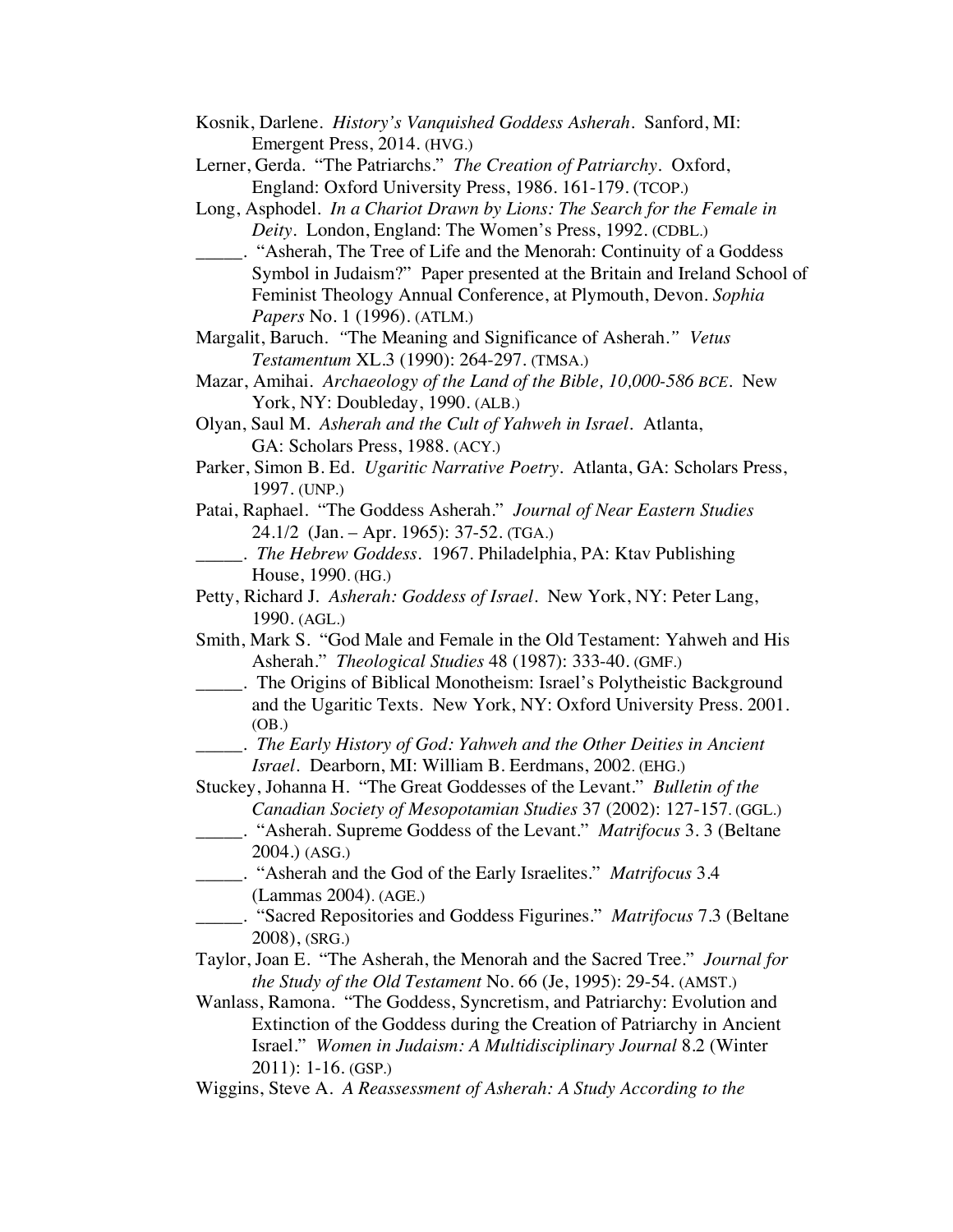Kosnik, Darlene. *History's Vanquished Goddess Asherah*. Sanford, MI: Emergent Press, 2014. (HVG.)

Lerner, Gerda. "The Patriarchs." *The Creation of Patriarchy*. Oxford, England: Oxford University Press, 1986. 161-179. (TCOP.)

Long, Asphodel. *In a Chariot Drawn by Lions: The Search for the Female in Deity*. London, England: The Women's Press, 1992. (CDBL.)

_____. "Asherah, The Tree of Life and the Menorah: Continuity of a Goddess Symbol in Judaism?" Paper presented at the Britain and Ireland School of Feminist Theology Annual Conference, at Plymouth, Devon. *Sophia Papers* No. 1 (1996). (ATLM.)

Margalit, Baruch. "The Meaning and Significance of Asherah." *Vetus Testamentum* XL.3 (1990): 264-297. (TMSA.)

Mazar, Amihai. *Archaeology of the Land of the Bible, 10,000-586 BCE*. New York, NY: Doubleday, 1990. (ALB.)

Olyan, Saul M. *Asherah and the Cult of Yahweh in Israel*. Atlanta, GA: Scholars Press, 1988. (ACY.)

Parker, Simon B. Ed. *Ugaritic Narrative Poetry*. Atlanta, GA: Scholars Press, 1997. (UNP.)

Patai, Raphael. "The Goddess Asherah." *Journal of Near Eastern Studies* 24.1/2 (Jan. – Apr. 1965): 37-52. (TGA.)

_____. *The Hebrew Goddess*. 1967. Philadelphia, PA: Ktav Publishing House, 1990. (HG.)

Petty, Richard J. *Asherah: Goddess of Israel*. New York, NY: Peter Lang, 1990. (AGL.)

Smith, Mark S. "God Male and Female in the Old Testament: Yahweh and His Asherah." *Theological Studies* 48 (1987): 333-40. (GMF.)

_____. The Origins of Biblical Monotheism: Israel's Polytheistic Background and the Ugaritic Texts. New York, NY: Oxford University Press. 2001. (OB.)

_____. *The Early History of God: Yahweh and the Other Deities in Ancient Israel*. Dearborn, MI: William B. Eerdmans, 2002. (EHG.)

Stuckey, Johanna H. "The Great Goddesses of the Levant." *Bulletin of the Canadian Society of Mesopotamian Studies* 37 (2002): 127-157. (GGL.)

_____. "Asherah. Supreme Goddess of the Levant." *Matrifocus* 3. 3 (Beltane 2004.) (ASG.)

_____. "Asherah and the God of the Early Israelites." *Matrifocus* 3.4 (Lammas 2004). (AGE.)

_____. "Sacred Repositories and Goddess Figurines." *Matrifocus* 7.3 (Beltane 2008), (SRG.)

Taylor, Joan E. "The Asherah, the Menorah and the Sacred Tree." *Journal for the Study of the Old Testament* No. 66 (Je, 1995): 29-54. (AMST.)

Wanlass, Ramona. "The Goddess, Syncretism, and Patriarchy: Evolution and Extinction of the Goddess during the Creation of Patriarchy in Ancient Israel." *Women in Judaism: A Multidisciplinary Journal* 8.2 (Winter 2011): 1-16. (GSP.)

Wiggins, Steve A. *A Reassessment of Asherah: A Study According to the*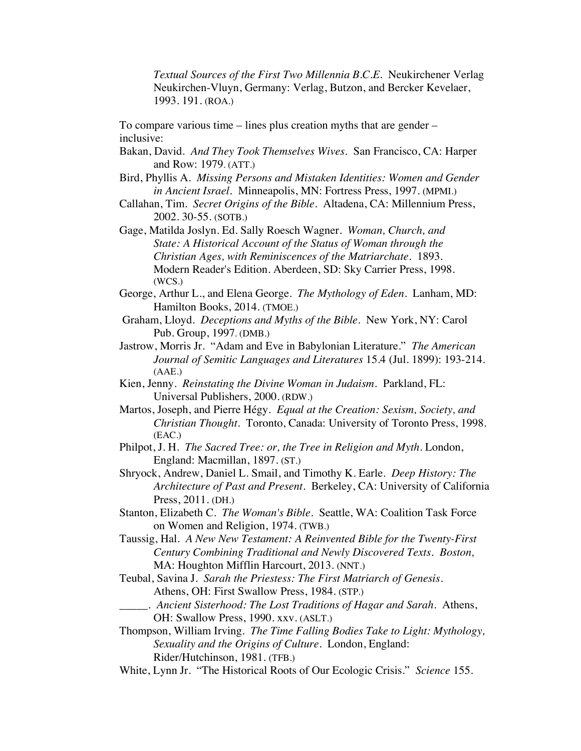*Textual Sources of the First Two Millennia B.C.E.* Neukirchener Verlag Neukirchen-Vluyn, Germany: Verlag, Butzon, and Bercker Kevelaer, 1993. 191. (ROA.)

To compare various time – lines plus creation myths that are gender – inclusive:

Bakan, David. *And They Took Themselves Wives*. San Francisco, CA: Harper and Row: 1979. (ATT.)

Bird, Phyllis A. *Missing Persons and Mistaken Identities: Women and Gender in Ancient Israel*. Minneapolis, MN: Fortress Press, 1997. (MPMI.)

Callahan, Tim. *Secret Origins of the Bible*. Altadena, CA: Millennium Press, 2002. 30-55. (SOTB.)

Gage, Matilda Joslyn. Ed. Sally Roesch Wagner. *Woman, Church, and State: A Historical Account of the Status of Woman through the Christian Ages, with Reminiscences of the Matriarchate*. 1893. Modern Reader's Edition. Aberdeen, SD: Sky Carrier Press, 1998. (WCS.)

George, Arthur L., and Elena George. *The Mythology of Eden*. Lanham, MD: Hamilton Books, 2014. (TMOE.)

Graham, Lloyd. *Deceptions and Myths of the Bible*. New York, NY: Carol Pub. Group, 1997. (DMB.)

Jastrow, Morris Jr. "Adam and Eve in Babylonian Literature." *The American Journal of Semitic Languages and Literatures* 15.4 (Jul. 1899): 193-214. (AAE.)

Kien, Jenny. *Reinstating the Divine Woman in Judaism*. Parkland, FL: Universal Publishers, 2000. (RDW.)

Martos, Joseph, and Pierre Hégy. *Equal at the Creation: Sexism, Society, and Christian Thought*. Toronto, Canada: University of Toronto Press, 1998. (EAC.)

Philpot, J. H. *The Sacred Tree: or, the Tree in Religion and Myth*. London, England: Macmillan, 1897. (ST.)

Shryock, Andrew, Daniel L. Smail, and Timothy K. Earle. *Deep History: The Architecture of Past and Present*. Berkeley, CA: University of California Press, 2011. (DH.)

Stanton, Elizabeth C. *The Woman's Bible*. Seattle, WA: Coalition Task Force on Women and Religion, 1974. (TWB.)

Taussig, Hal. *A New New Testament: A Reinvented Bible for the Twenty-First Century Combining Traditional and Newly Discovered Texts. Boston,* MA: Houghton Mifflin Harcourt, 2013. (NNT.)

Teubal, Savina J. *Sarah the Priestess: The First Matriarch of Genesis*. Athens, OH: First Swallow Press, 1984. (STP.)

_____. *Ancient Sisterhood: The Lost Traditions of Hagar and Sarah*. Athens, OH: Swallow Press, 1990. xxv. (ASLT.)

Thompson, William Irving. *The Time Falling Bodies Take to Light: Mythology, Sexuality and the Origins of Culture*. London, England: Rider/Hutchinson, 1981. (TFB.)

White, Lynn Jr. "The Historical Roots of Our Ecologic Crisis." *Science* 155.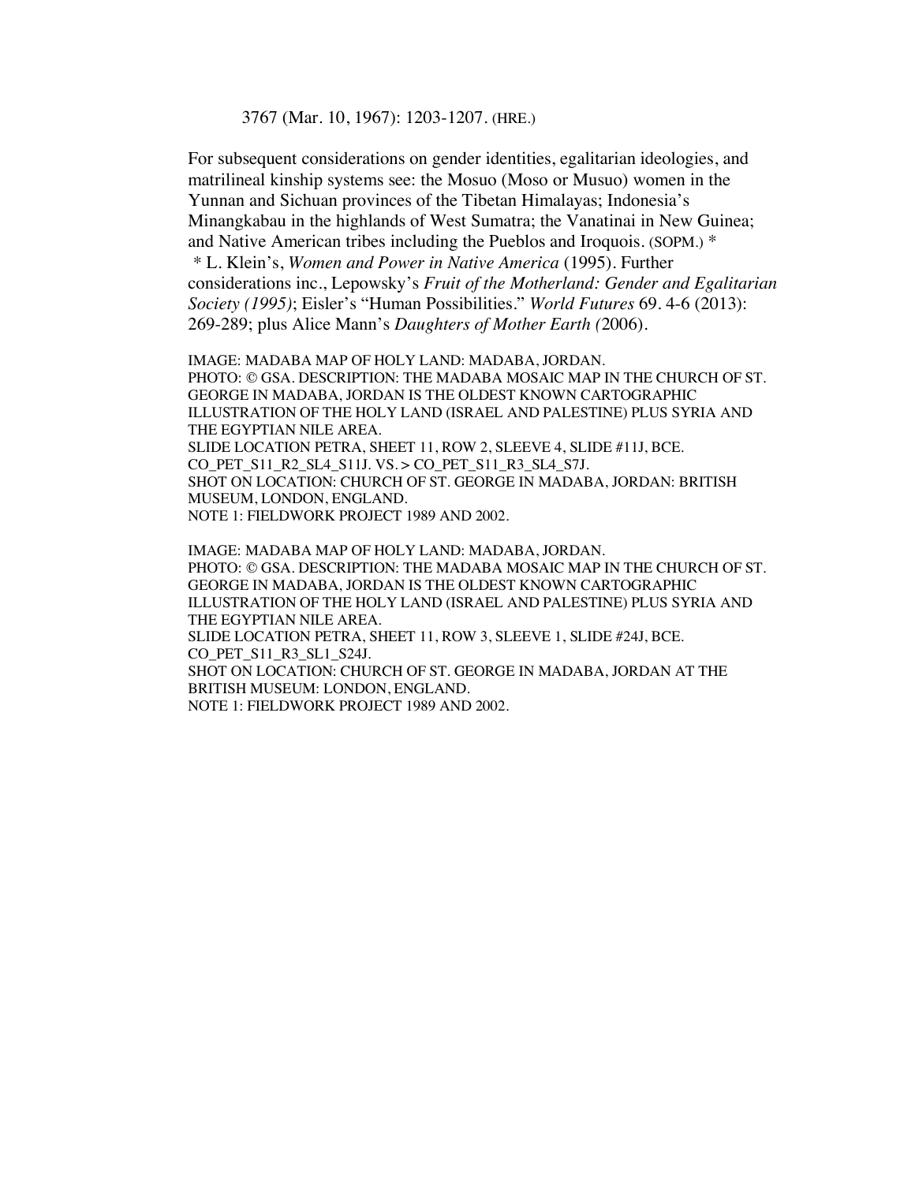3767 (Mar. 10, 1967): 1203-1207. (HRE.)

For subsequent considerations on gender identities, egalitarian ideologies, and matrilineal kinship systems see: the Mosuo (Moso or Musuo) women in the Yunnan and Sichuan provinces of the Tibetan Himalayas; Indonesia's Minangkabau in the highlands of West Sumatra; the Vanatinai in New Guinea; and Native American tribes including the Pueblos and Iroquois. (SOPM.) *
* L. Klein's, *Women and Power in Native America* (1995). Further considerations inc., Lepowsky's *Fruit of the Motherland: Gender and Egalitarian Society (1995)*; Eisler's "Human Possibilities." *World Futures* 69. 4-6 (2013): 269-289; plus Alice Mann's *Daughters of Mother Earth (*2006).

IMAGE: MADABA MAP OF HOLY LAND: MADABA, JORDAN.
PHOTO: © GSA. DESCRIPTION: THE MADABA MOSAIC MAP IN THE CHURCH OF ST. GEORGE IN MADABA, JORDAN IS THE OLDEST KNOWN CARTOGRAPHIC ILLUSTRATION OF THE HOLY LAND (ISRAEL AND PALESTINE) PLUS SYRIA AND THE EGYPTIAN NILE AREA.
SLIDE LOCATION PETRA, SHEET 11, ROW 2, SLEEVE 4, SLIDE #11J, BCE.
CO_PET_S11_R2_SL4_S11J. VS. > CO_PET_S11_R3_SL4_S7J.
SHOT ON LOCATION: CHURCH OF ST. GEORGE IN MADABA, JORDAN: BRITISH MUSEUM, LONDON, ENGLAND.
NOTE 1: FIELDWORK PROJECT 1989 AND 2002.

IMAGE: MADABA MAP OF HOLY LAND: MADABA, JORDAN.
PHOTO: © GSA. DESCRIPTION: THE MADABA MOSAIC MAP IN THE CHURCH OF ST. GEORGE IN MADABA, JORDAN IS THE OLDEST KNOWN CARTOGRAPHIC ILLUSTRATION OF THE HOLY LAND (ISRAEL AND PALESTINE) PLUS SYRIA AND THE EGYPTIAN NILE AREA.
SLIDE LOCATION PETRA, SHEET 11, ROW 3, SLEEVE 1, SLIDE #24J, BCE.
CO_PET_S11_R3_SL1_S24J.
SHOT ON LOCATION: CHURCH OF ST. GEORGE IN MADABA, JORDAN AT THE BRITISH MUSEUM: LONDON, ENGLAND.
NOTE 1: FIELDWORK PROJECT 1989 AND 2002.